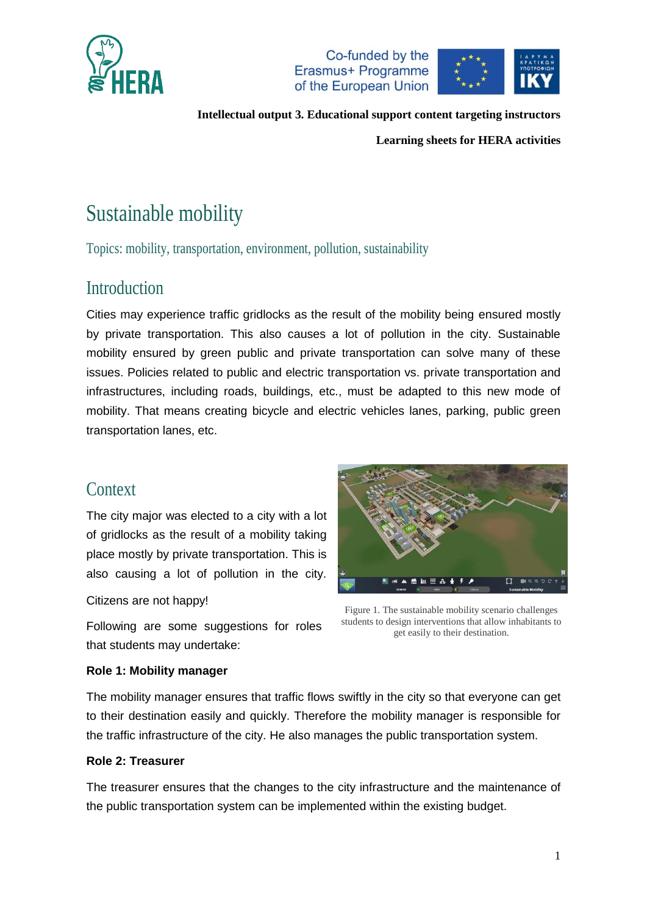**Intellectual output 3. Educational support content targeting instructors**

**Learning sheets for HERA activities**

# Sustainable mobility

Topics: mobility, transportation, environment, pollution, sustainability

## Introduction

Cities may experience traffic gridlocks as the result of the mobility being ensured mostly by private transportation. This also causes a lot of pollution in the city. Sustainable mobility ensured by green public and private transportation can solve many of these issues. Policies related to public and electric transportation vs. private transportation and infrastructures, including roads, buildings, etc., must be adapted to this new mode of mobility. That means creating bicycle and electric vehicles lanes, parking, public green transportation lanes, etc.

## Context

The city major was elected to a city with a lot of gridlocks as the result of a mobility taking place mostly by private transportation. This is also causing a lot of pollution in the city.

Citizens are not happy!

Following are some suggestions for roles that students may undertake:

Figure 1. The sustainable mobility scenario challenges students to design interventions that allow inhabitants to get easily to their destination.

**Role 1: Mobility manager**

The mobility manager ensures that traffic flows swiftly in the city so that everyone can get to their destination easily and quickly. Therefore the mobility manager is responsible for the traffic infrastructure of the city. He also manages the public transportation system.

**Role 2: Treasurer**

The treasurer ensures that the changes to the city infrastructure and the maintenance of the public transportation system can be implemented within the existing budget.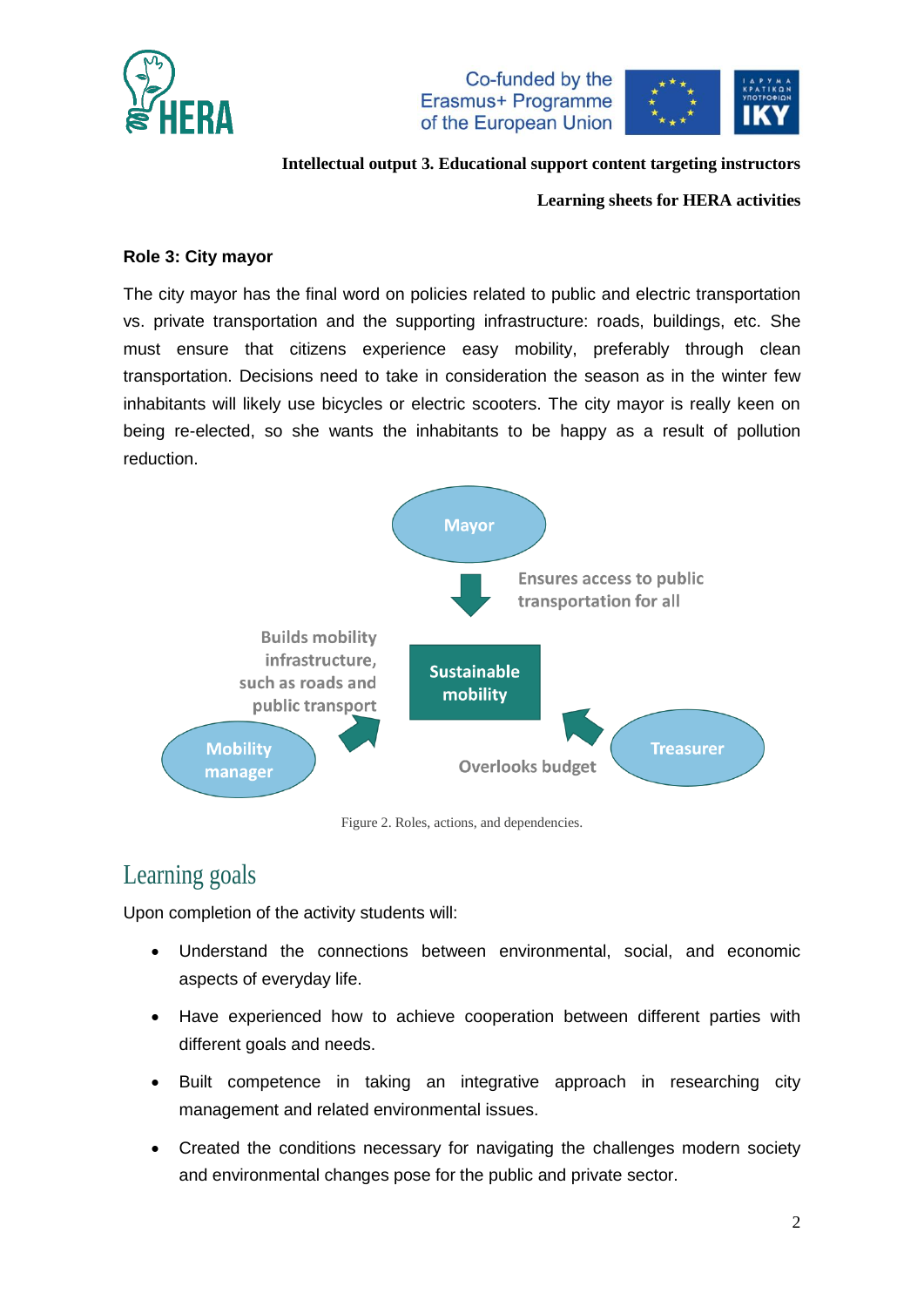**Role 3: City mayor**

The city mayor has the final word on policies related to public and electric transportation vs. private transportation and the supporting infrastructure: roads, buildings, etc. She must ensure that citizens experience easy mobility, preferably through clean transportation. Decisions need to take in consideration the season as in the winter few inhabitants will likely use bicycles or electric scooters. The city mayor is really keen on being re-elected, so she wants the inhabitants to be happy as a result of pollution reduction.

Mayor

Ensures access to public transportation for all

Builds mobility infrastructure, such as roads and public transport

Sustainable mobility

Mobility manager

Overlooks budget

Treasurer

Figure 2. Roles, actions, and dependencies.

## Learning goals

Upon completion of the activity students will:

- Understand the connections between environmental, social, and economic aspects of everyday life.
- Have experienced how to achieve cooperation between different parties with different goals and needs.
- Built competence in taking an integrative approach in researching city management and related environmental issues.
- Created the conditions necessary for navigating the challenges modern society and environmental changes pose for the public and private sector.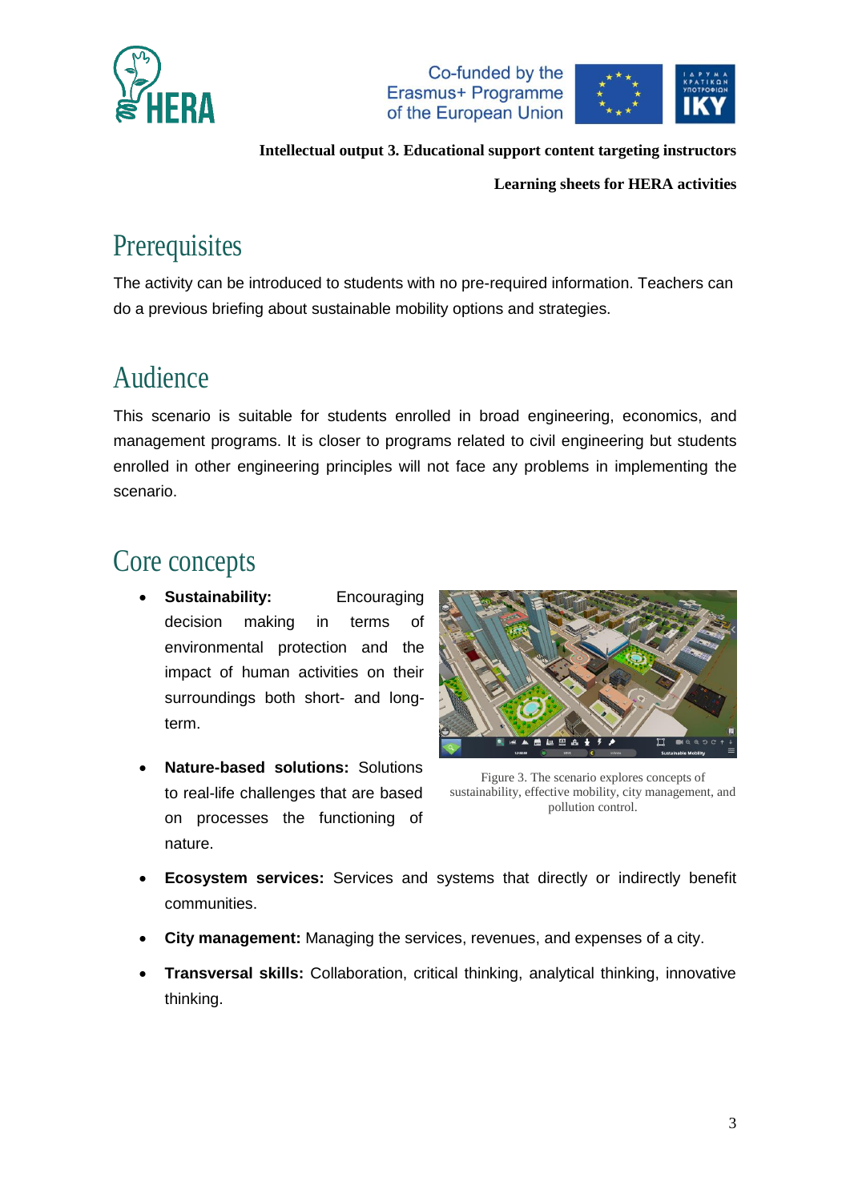## Prerequisites

The activity can be introduced to students with no pre-required information. Teachers can do a previous briefing about sustainable mobility options and strategies.

## Audience

This scenario is suitable for students enrolled in broad engineering, economics, and management programs. It is closer to programs related to civil engineering but students enrolled in other engineering principles will not face any problems in implementing the scenario.

## Core concepts

- **Sustainability:** Encouraging decision making in terms of environmental protection and the impact of human activities on their surroundings both short- and long-term.
- **Nature-based solutions:** Solutions to real-life challenges that are based on processes the functioning of nature.

Figure 3. The scenario explores concepts of sustainability, effective mobility, city management, and pollution control.

- **Ecosystem services:** Services and systems that directly or indirectly benefit communities.
- **City management:** Managing the services, revenues, and expenses of a city.
- **Transversal skills:** Collaboration, critical thinking, analytical thinking, innovative thinking.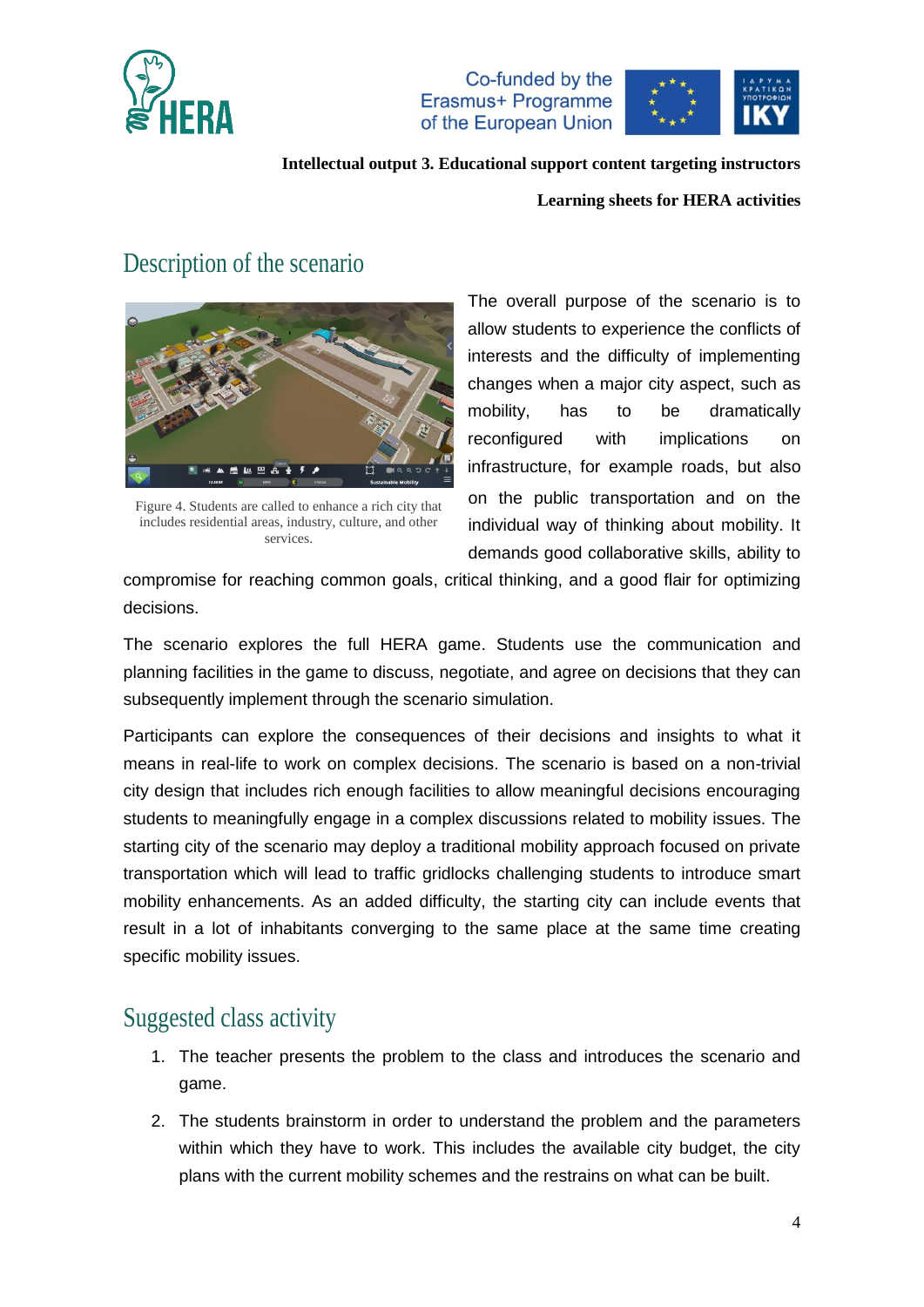# Description of the scenario

Figure 4. Students are called to enhance a rich city that includes residential areas, industry, culture, and other services.

The overall purpose of the scenario is to allow students to experience the conflicts of interests and the difficulty of implementing changes when a major city aspect, such as mobility, has to be dramatically reconfigured with implications on infrastructure, for example roads, but also on the public transportation and on the individual way of thinking about mobility. It demands good collaborative skills, ability to compromise for reaching common goals, critical thinking, and a good flair for optimizing decisions.

The scenario explores the full HERA game. Students use the communication and planning facilities in the game to discuss, negotiate, and agree on decisions that they can subsequently implement through the scenario simulation.

Participants can explore the consequences of their decisions and insights to what it means in real-life to work on complex decisions. The scenario is based on a non-trivial city design that includes rich enough facilities to allow meaningful decisions encouraging students to meaningfully engage in a complex discussions related to mobility issues. The starting city of the scenario may deploy a traditional mobility approach focused on private transportation which will lead to traffic gridlocks challenging students to introduce smart mobility enhancements. As an added difficulty, the starting city can include events that result in a lot of inhabitants converging to the same place at the same time creating specific mobility issues.

# Suggested class activity

1. The teacher presents the problem to the class and introduces the scenario and game.
2. The students brainstorm in order to understand the problem and the parameters within which they have to work. This includes the available city budget, the city plans with the current mobility schemes and the restrains on what can be built.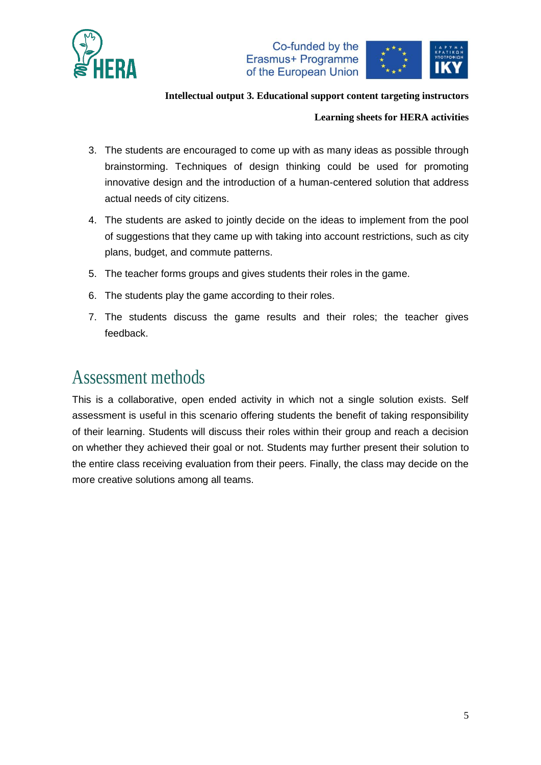3. The students are encouraged to come up with as many ideas as possible through brainstorming. Techniques of design thinking could be used for promoting innovative design and the introduction of a human-centered solution that address actual needs of city citizens.
4. The students are asked to jointly decide on the ideas to implement from the pool of suggestions that they came up with taking into account restrictions, such as city plans, budget, and commute patterns.
5. The teacher forms groups and gives students their roles in the game.
6. The students play the game according to their roles.
7. The students discuss the game results and their roles; the teacher gives feedback.

# Assessment methods

This is a collaborative, open ended activity in which not a single solution exists. Self assessment is useful in this scenario offering students the benefit of taking responsibility of their learning. Students will discuss their roles within their group and reach a decision on whether they achieved their goal or not. Students may further present their solution to the entire class receiving evaluation from their peers. Finally, the class may decide on the more creative solutions among all teams.